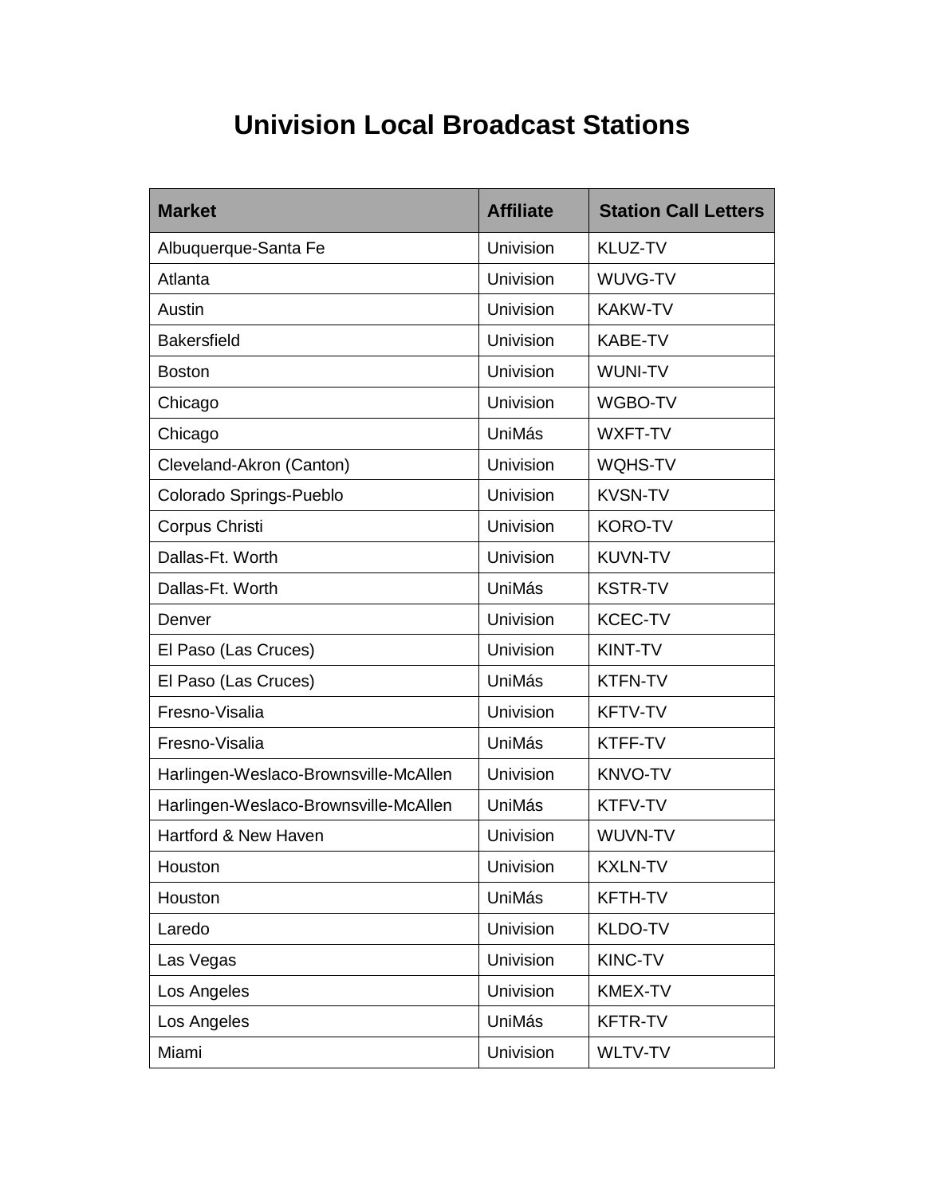# Univision Local Broadcast Stations

| Market | Affiliate | Station Call Letters |
|---|---|---|
| Albuquerque-Santa Fe | Univision | KLUZ-TV |
| Atlanta | Univision | WUVG-TV |
| Austin | Univision | KAKW-TV |
| Bakersfield | Univision | KABE-TV |
| Boston | Univision | WUNI-TV |
| Chicago | Univision | WGBO-TV |
| Chicago | UniMás | WXFT-TV |
| Cleveland-Akron (Canton) | Univision | WQHS-TV |
| Colorado Springs-Pueblo | Univision | KVSN-TV |
| Corpus Christi | Univision | KORO-TV |
| Dallas-Ft. Worth | Univision | KUVN-TV |
| Dallas-Ft. Worth | UniMás | KSTR-TV |
| Denver | Univision | KCEC-TV |
| El Paso (Las Cruces) | Univision | KINT-TV |
| El Paso (Las Cruces) | UniMás | KTFN-TV |
| Fresno-Visalia | Univision | KFTV-TV |
| Fresno-Visalia | UniMás | KTFF-TV |
| Harlingen-Weslaco-Brownsville-McAllen | Univision | KNVO-TV |
| Harlingen-Weslaco-Brownsville-McAllen | UniMás | KTFV-TV |
| Hartford & New Haven | Univision | WUVN-TV |
| Houston | Univision | KXLN-TV |
| Houston | UniMás | KFTH-TV |
| Laredo | Univision | KLDO-TV |
| Las Vegas | Univision | KINC-TV |
| Los Angeles | Univision | KMEX-TV |
| Los Angeles | UniMás | KFTR-TV |
| Miami | Univision | WLTV-TV |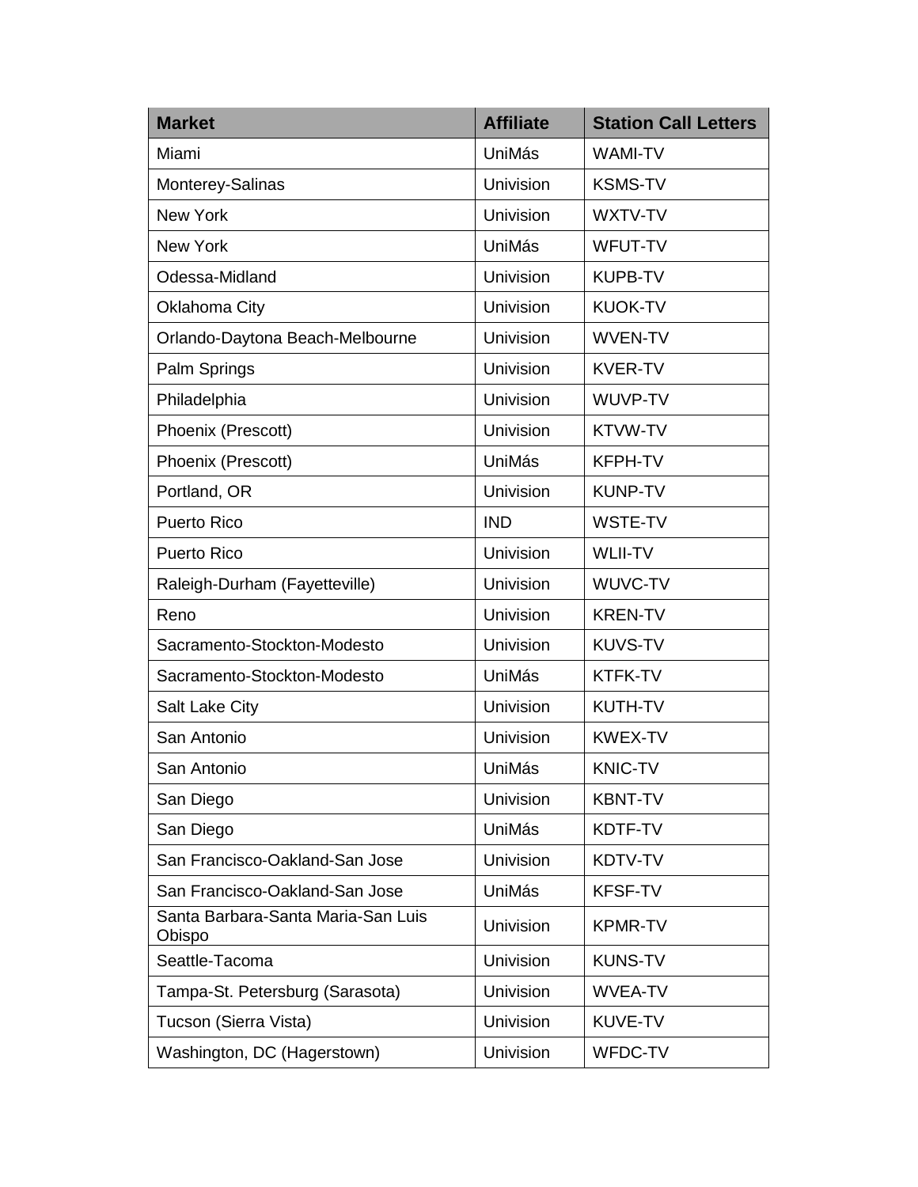| Market | Affiliate | Station Call Letters |
|---|---|---|
| Miami | UniMás | WAMI-TV |
| Monterey-Salinas | Univision | KSMS-TV |
| New York | Univision | WXTV-TV |
| New York | UniMás | WFUT-TV |
| Odessa-Midland | Univision | KUPB-TV |
| Oklahoma City | Univision | KUOK-TV |
| Orlando-Daytona Beach-Melbourne | Univision | WVEN-TV |
| Palm Springs | Univision | KVER-TV |
| Philadelphia | Univision | WUVP-TV |
| Phoenix (Prescott) | Univision | KTVW-TV |
| Phoenix (Prescott) | UniMás | KFPH-TV |
| Portland, OR | Univision | KUNP-TV |
| Puerto Rico | IND | WSTE-TV |
| Puerto Rico | Univision | WLII-TV |
| Raleigh-Durham (Fayetteville) | Univision | WUVC-TV |
| Reno | Univision | KREN-TV |
| Sacramento-Stockton-Modesto | Univision | KUVS-TV |
| Sacramento-Stockton-Modesto | UniMás | KTFK-TV |
| Salt Lake City | Univision | KUTH-TV |
| San Antonio | Univision | KWEX-TV |
| San Antonio | UniMás | KNIC-TV |
| San Diego | Univision | KBNT-TV |
| San Diego | UniMás | KDTF-TV |
| San Francisco-Oakland-San Jose | Univision | KDTV-TV |
| San Francisco-Oakland-San Jose | UniMás | KFSF-TV |
| Santa Barbara-Santa Maria-San Luis Obispo | Univision | KPMR-TV |
| Seattle-Tacoma | Univision | KUNS-TV |
| Tampa-St. Petersburg (Sarasota) | Univision | WVEA-TV |
| Tucson (Sierra Vista) | Univision | KUVE-TV |
| Washington, DC (Hagerstown) | Univision | WFDC-TV |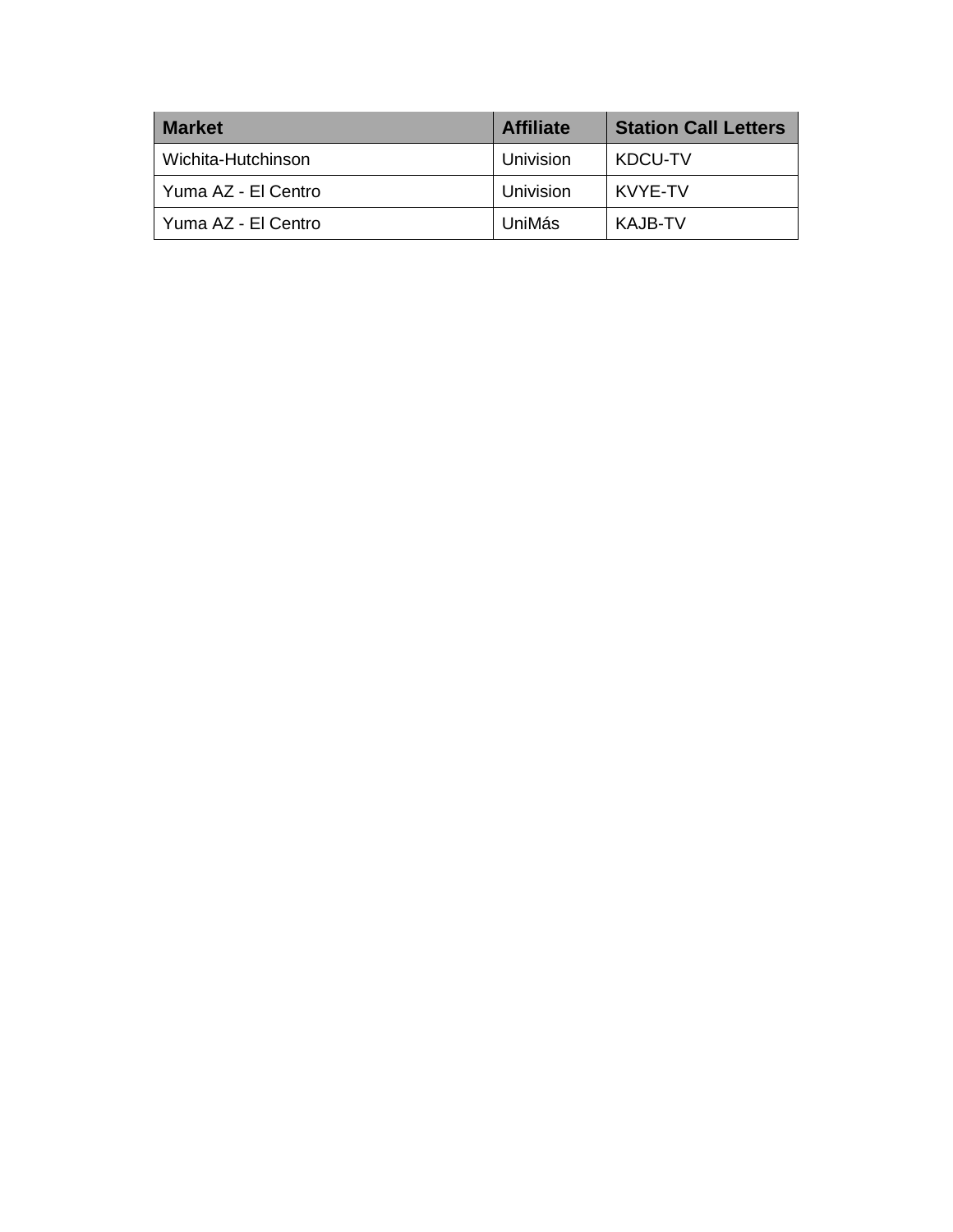| Market | Affiliate | Station Call Letters |
| --- | --- | --- |
| Wichita-Hutchinson | Univision | KDCU-TV |
| Yuma AZ - El Centro | Univision | KVYE-TV |
| Yuma AZ - El Centro | UniMás | KAJB-TV |